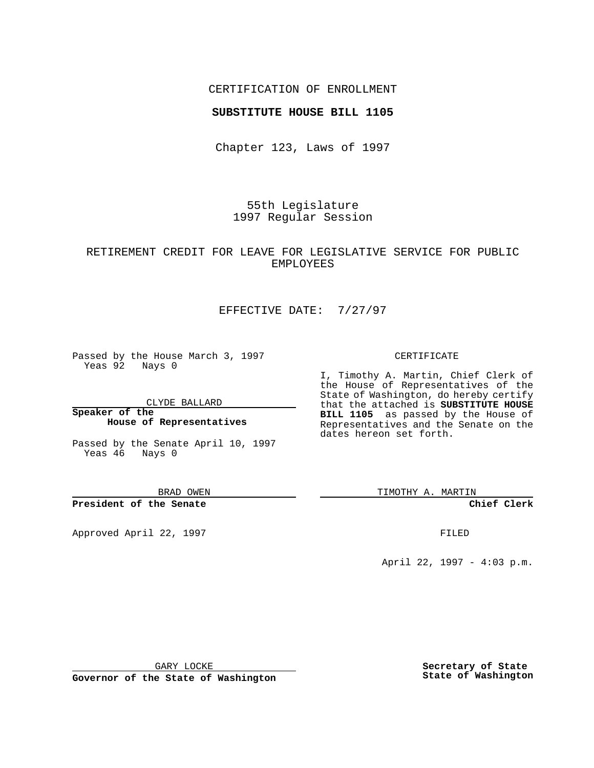CERTIFICATION OF ENROLLMENT

**SUBSTITUTE HOUSE BILL 1105**

Chapter 123, Laws of 1997

55th Legislature
1997 Regular Session

RETIREMENT CREDIT FOR LEAVE FOR LEGISLATIVE SERVICE FOR PUBLIC EMPLOYEES

EFFECTIVE DATE: 7/27/97

Passed by the House March 3, 1997
Yeas 92 Nays 0

CLYDE BALLARD

**Speaker of the House of Representatives**

Passed by the Senate April 10, 1997
Yeas 46 Nays 0

BRAD OWEN

**President of the Senate**

Approved April 22, 1997

GARY LOCKE

**Governor of the State of Washington**

CERTIFICATE

I, Timothy A. Martin, Chief Clerk of the House of Representatives of the State of Washington, do hereby certify that the attached is **SUBSTITUTE HOUSE BILL 1105** as passed by the House of Representatives and the Senate on the dates hereon set forth.

TIMOTHY A. MARTIN

**Chief Clerk**

FILED

April 22, 1997 - 4:03 p.m.

**Secretary of State State of Washington**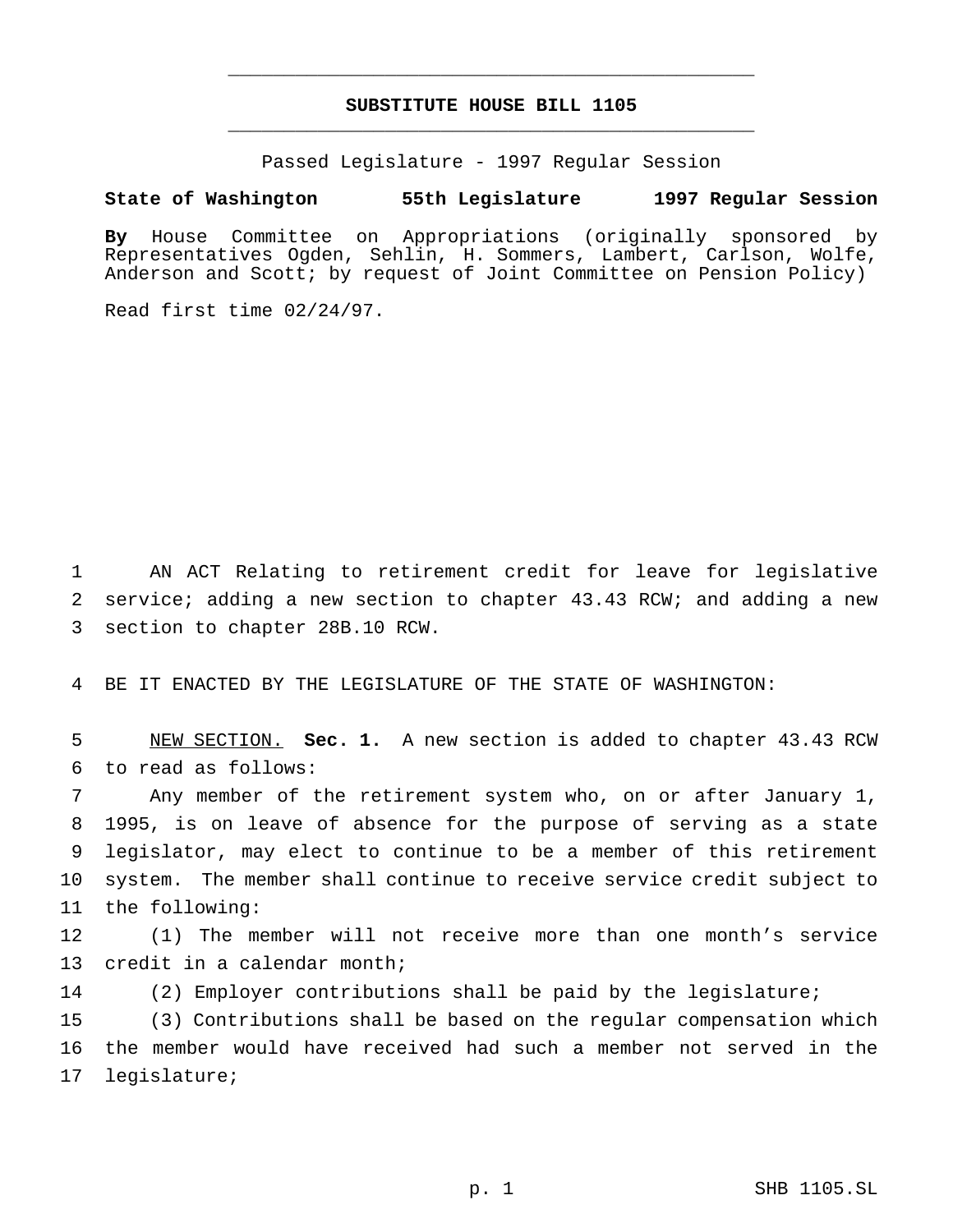# SUBSTITUTE HOUSE BILL 1105

Passed Legislature - 1997 Regular Session

**State of Washington 55th Legislature 1997 Regular Session**

**By** House Committee on Appropriations (originally sponsored by Representatives Ogden, Sehlin, H. Sommers, Lambert, Carlson, Wolfe, Anderson and Scott; by request of Joint Committee on Pension Policy)

Read first time 02/24/97.

AN ACT Relating to retirement credit for leave for legislative service; adding a new section to chapter 43.43 RCW; and adding a new section to chapter 28B.10 RCW.

BE IT ENACTED BY THE LEGISLATURE OF THE STATE OF WASHINGTON:

NEW SECTION. **Sec. 1.** A new section is added to chapter 43.43 RCW to read as follows:

Any member of the retirement system who, on or after January 1, 1995, is on leave of absence for the purpose of serving as a state legislator, may elect to continue to be a member of this retirement system. The member shall continue to receive service credit subject to the following:

(1) The member will not receive more than one month's service credit in a calendar month;

(2) Employer contributions shall be paid by the legislature;

(3) Contributions shall be based on the regular compensation which the member would have received had such a member not served in the legislature;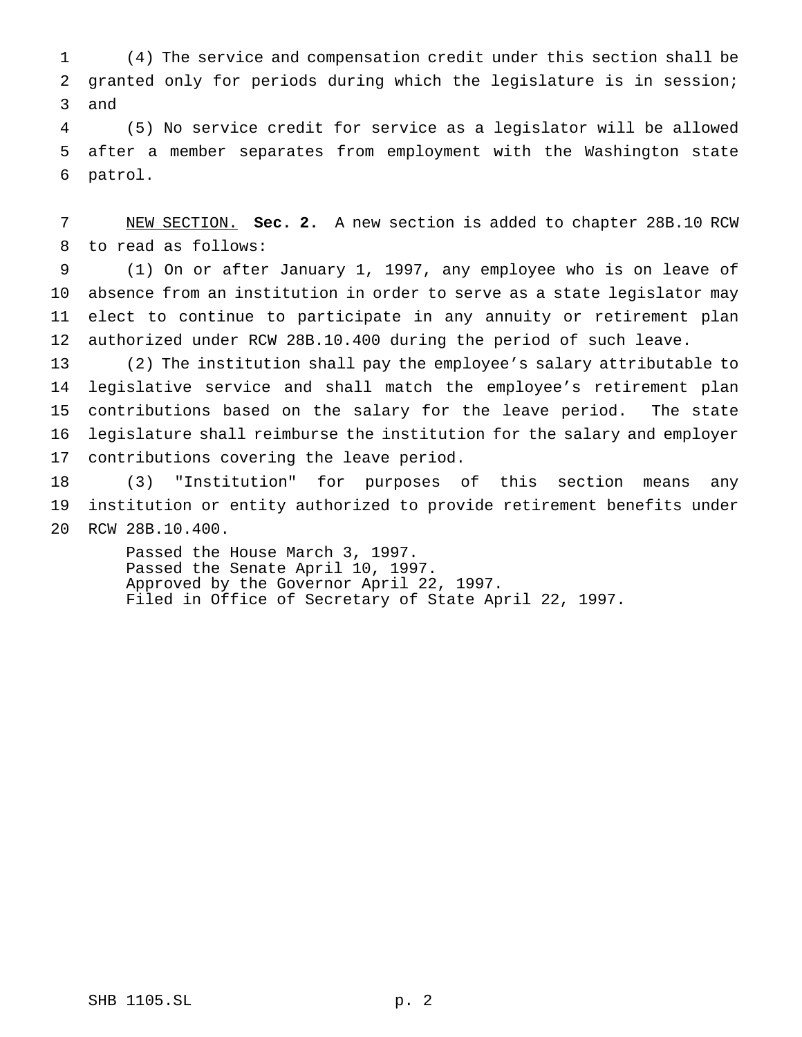(4) The service and compensation credit under this section shall be granted only for periods during which the legislature is in session; and

(5) No service credit for service as a legislator will be allowed after a member separates from employment with the Washington state patrol.

NEW SECTION. **Sec. 2.** A new section is added to chapter 28B.10 RCW to read as follows:

(1) On or after January 1, 1997, any employee who is on leave of absence from an institution in order to serve as a state legislator may elect to continue to participate in any annuity or retirement plan authorized under RCW 28B.10.400 during the period of such leave.

(2) The institution shall pay the employee's salary attributable to legislative service and shall match the employee's retirement plan contributions based on the salary for the leave period. The state legislature shall reimburse the institution for the salary and employer contributions covering the leave period.

(3) "Institution" for purposes of this section means any institution or entity authorized to provide retirement benefits under RCW 28B.10.400.

Passed the House March 3, 1997.
Passed the Senate April 10, 1997.
Approved by the Governor April 22, 1997.
Filed in Office of Secretary of State April 22, 1997.